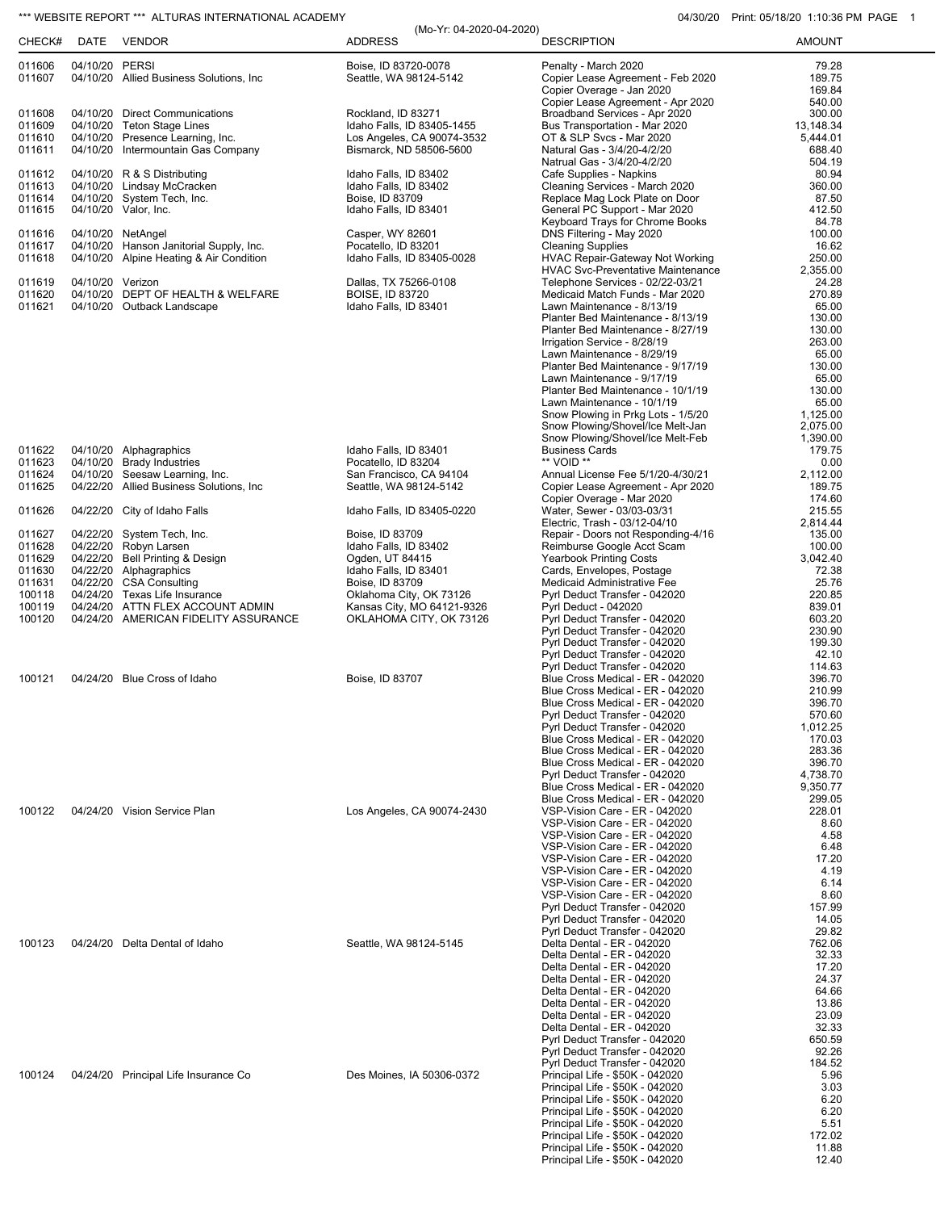*** WEBSITE REPORT *** ALTURAS INTERNATIONAL ACADEMY

04/30/20 Print: 05/18/20 1:10:36 PM

(Mo-Yr: 04-2020-04-2020)

| CHECK# | DATE | VENDOR | ADDRESS | DESCRIPTION | AMOUNT |
|---|---|---|---|---|---|
| 011606 | 04/10/20 | PERSI | Boise, ID 83720-0078 | Penalty - March 2020 | 79.28 |
| 011607 | 04/10/20 | Allied Business Solutions, Inc | Seattle, WA 98124-5142 | Copier Lease Agreement - Feb 2020 | 189.75 |
| | | | | Copier Overage - Jan 2020 | 169.84 |
| | | | | Copier Lease Agreement - Apr 2020 | 540.00 |
| 011608 | 04/10/20 | Direct Communications | Rockland, ID 83271 | Broadband Services - Apr 2020 | 300.00 |
| 011609 | 04/10/20 | Teton Stage Lines | Idaho Falls, ID 83405-1455 | Bus Transportation - Mar 2020 | 13,148.34 |
| 011610 | 04/10/20 | Presence Learning, Inc. | Los Angeles, CA 90074-3532 | OT & SLP Svcs - Mar 2020 | 5,444.01 |
| 011611 | 04/10/20 | Intermountain Gas Company | Bismarck, ND 58506-5600 | Natural Gas - 3/4/20-4/2/20 | 688.40 |
| | | | | Natrual Gas - 3/4/20-4/2/20 | 504.19 |
| 011612 | 04/10/20 | R & S Distributing | Idaho Falls, ID 83402 | Cafe Supplies - Napkins | 80.94 |
| 011613 | 04/10/20 | Lindsay McCracken | Idaho Falls, ID 83402 | Cleaning Services - March 2020 | 360.00 |
| 011614 | 04/10/20 | System Tech, Inc. | Boise, ID 83709 | Replace Mag Lock Plate on Door | 87.50 |
| 011615 | 04/10/20 | Valor, Inc. | Idaho Falls, ID 83401 | General PC Support - Mar 2020 | 412.50 |
| | | | | Keyboard Trays for Chrome Books | 84.78 |
| 011616 | 04/10/20 | NetAngel | Casper, WY 82601 | DNS Filtering - May 2020 | 100.00 |
| 011617 | 04/10/20 | Hanson Janitorial Supply, Inc. | Pocatello, ID 83201 | Cleaning Supplies | 16.62 |
| 011618 | 04/10/20 | Alpine Heating & Air Condition | Idaho Falls, ID 83405-0028 | HVAC Repair-Gateway Not Working | 250.00 |
| | | | | HVAC Svc-Preventative Maintenance | 2,355.00 |
| 011619 | 04/10/20 | Verizon | Dallas, TX 75266-0108 | Telephone Services - 02/22-03/21 | 24.28 |
| 011620 | 04/10/20 | DEPT OF HEALTH & WELFARE | BOISE, ID 83720 | Medicaid Match Funds - Mar 2020 | 270.89 |
| 011621 | 04/10/20 | Outback Landscape | Idaho Falls, ID 83401 | Lawn Maintenance - 8/13/19 | 65.00 |
| | | | | Planter Bed Maintenance - 8/13/19 | 130.00 |
| | | | | Planter Bed Maintenance - 8/27/19 | 130.00 |
| | | | | Irrigation Service - 8/28/19 | 263.00 |
| | | | | Lawn Maintenance - 8/29/19 | 65.00 |
| | | | | Planter Bed Maintenance - 9/17/19 | 130.00 |
| | | | | Lawn Maintenance - 9/17/19 | 65.00 |
| | | | | Planter Bed Maintenance - 10/1/19 | 130.00 |
| | | | | Lawn Maintenance - 10/1/19 | 65.00 |
| | | | | Snow Plowing in Prkg Lots - 1/5/20 | 1,125.00 |
| | | | | Snow Plowing/Shovel/Ice Melt-Jan | 2,075.00 |
| | | | | Snow Plowing/Shovel/Ice Melt-Feb | 1,390.00 |
| 011622 | 04/10/20 | Alphagraphics | Idaho Falls, ID 83401 | Business Cards | 179.75 |
| 011623 | 04/10/20 | Brady Industries | Pocatello, ID 83204 | ** VOID ** | 0.00 |
| 011624 | 04/10/20 | Seesaw Learning, Inc. | San Francisco, CA 94104 | Annual License Fee 5/1/20-4/30/21 | 2,112.00 |
| 011625 | 04/22/20 | Allied Business Solutions, Inc | Seattle, WA 98124-5142 | Copier Lease Agreement - Apr 2020 | 189.75 |
| | | | | Copier Overage - Mar 2020 | 174.60 |
| 011626 | 04/22/20 | City of Idaho Falls | Idaho Falls, ID 83405-0220 | Water, Sewer - 03/03-03/31 | 215.55 |
| | | | | Electric, Trash - 03/12-04/10 | 2,814.44 |
| 011627 | 04/22/20 | System Tech, Inc. | Boise, ID 83709 | Repair - Doors not Responding-4/16 | 135.00 |
| 011628 | 04/22/20 | Robyn Larsen | Idaho Falls, ID 83402 | Reimburse Google Acct Scam | 100.00 |
| 011629 | 04/22/20 | Bell Printing & Design | Ogden, UT 84415 | Yearbook Printing Costs | 3,042.40 |
| 011630 | 04/22/20 | Alphagraphics | Idaho Falls, ID 83401 | Cards, Envelopes, Postage | 72.38 |
| 011631 | 04/22/20 | CSA Consulting | Boise, ID 83709 | Medicaid Administrative Fee | 25.76 |
| 100118 | 04/24/20 | Texas Life Insurance | Oklahoma City, OK 73126 | Pyrl Deduct Transfer - 042020 | 220.85 |
| 100119 | 04/24/20 | ATTN FLEX ACCOUNT ADMIN | Kansas City, MO 64121-9326 | Pyrl Deduct - 042020 | 839.01 |
| 100120 | 04/24/20 | AMERICAN FIDELITY ASSURANCE | OKLAHOMA CITY, OK 73126 | Pyrl Deduct Transfer - 042020 | 603.20 |
| | | | | Pyrl Deduct Transfer - 042020 | 230.90 |
| | | | | Pyrl Deduct Transfer - 042020 | 199.30 |
| | | | | Pyrl Deduct Transfer - 042020 | 42.10 |
| | | | | Pyrl Deduct Transfer - 042020 | 114.63 |
| 100121 | 04/24/20 | Blue Cross of Idaho | Boise, ID 83707 | Blue Cross Medical - ER - 042020 | 396.70 |
| | | | | Blue Cross Medical - ER - 042020 | 210.99 |
| | | | | Blue Cross Medical - ER - 042020 | 396.70 |
| | | | | Pyrl Deduct Transfer - 042020 | 570.60 |
| | | | | Pyrl Deduct Transfer - 042020 | 1,012.25 |
| | | | | Blue Cross Medical - ER - 042020 | 170.03 |
| | | | | Blue Cross Medical - ER - 042020 | 283.36 |
| | | | | Blue Cross Medical - ER - 042020 | 396.70 |
| | | | | Pyrl Deduct Transfer - 042020 | 4,738.70 |
| | | | | Blue Cross Medical - ER - 042020 | 9,350.77 |
| | | | | Blue Cross Medical - ER - 042020 | 299.05 |
| 100122 | 04/24/20 | Vision Service Plan | Los Angeles, CA 90074-2430 | VSP-Vision Care - ER - 042020 | 228.01 |
| | | | | VSP-Vision Care - ER - 042020 | 8.60 |
| | | | | VSP-Vision Care - ER - 042020 | 4.58 |
| | | | | VSP-Vision Care - ER - 042020 | 6.48 |
| | | | | VSP-Vision Care - ER - 042020 | 17.20 |
| | | | | VSP-Vision Care - ER - 042020 | 4.19 |
| | | | | VSP-Vision Care - ER - 042020 | 6.14 |
| | | | | VSP-Vision Care - ER - 042020 | 8.60 |
| | | | | Pyrl Deduct Transfer - 042020 | 157.99 |
| | | | | Pyrl Deduct Transfer - 042020 | 14.05 |
| | | | | Pyrl Deduct Transfer - 042020 | 29.82 |
| 100123 | 04/24/20 | Delta Dental of Idaho | Seattle, WA 98124-5145 | Delta Dental - ER - 042020 | 762.06 |
| | | | | Delta Dental - ER - 042020 | 32.33 |
| | | | | Delta Dental - ER - 042020 | 17.20 |
| | | | | Delta Dental - ER - 042020 | 24.37 |
| | | | | Delta Dental - ER - 042020 | 64.66 |
| | | | | Delta Dental - ER - 042020 | 13.86 |
| | | | | Delta Dental - ER - 042020 | 23.09 |
| | | | | Delta Dental - ER - 042020 | 32.33 |
| | | | | Pyrl Deduct Transfer - 042020 | 650.59 |
| | | | | Pyrl Deduct Transfer - 042020 | 92.26 |
| | | | | Pyrl Deduct Transfer - 042020 | 184.52 |
| 100124 | 04/24/20 | Principal Life Insurance Co | Des Moines, IA 50306-0372 | Principal Life - $50K - 042020 | 5.96 |
| | | | | Principal Life - $50K - 042020 | 3.03 |
| | | | | Principal Life - $50K - 042020 | 6.20 |
| | | | | Principal Life - $50K - 042020 | 6.20 |
| | | | | Principal Life - $50K - 042020 | 5.51 |
| | | | | Principal Life - $50K - 042020 | 172.02 |
| | | | | Principal Life - $50K - 042020 | 11.88 |
| | | | | Principal Life - $50K - 042020 | 12.40 |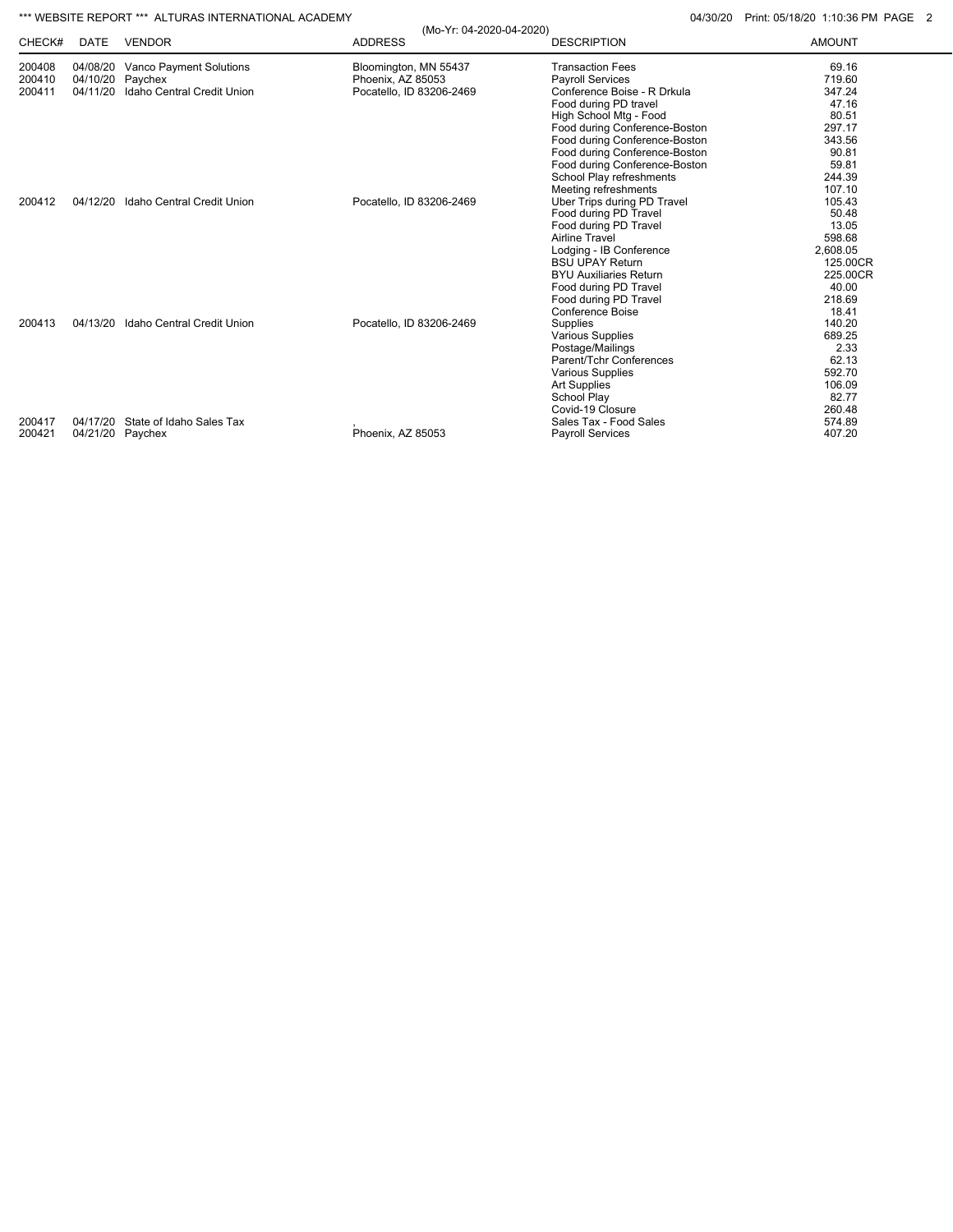*** WEBSITE REPORT *** ALTURAS INTERNATIONAL ACADEMY

(Mo-Yr: 04-2020-04-2020)

04/30/20 Print: 05/18/20 1:10:36 PM

| CHECK# | DATE | VENDOR | ADDRESS | DESCRIPTION | AMOUNT |
|---|---|---|---|---|---|
| 200408 | 04/08/20 | Vanco Payment Solutions | Bloomington, MN 55437 | Transaction Fees | 69.16 |
| 200410 | 04/10/20 | Paychex | Phoenix, AZ 85053 | Payroll Services | 719.60 |
| 200411 | 04/11/20 | Idaho Central Credit Union | Pocatello, ID 83206-2469 | Conference Boise - R Drkula | 347.24 |
| | | | | Food during PD travel | 47.16 |
| | | | | High School Mtg - Food | 80.51 |
| | | | | Food during Conference-Boston | 297.17 |
| | | | | Food during Conference-Boston | 343.56 |
| | | | | Food during Conference-Boston | 90.81 |
| | | | | Food during Conference-Boston | 59.81 |
| | | | | School Play refreshments | 244.39 |
| | | | | Meeting refreshments | 107.10 |
| 200412 | 04/12/20 | Idaho Central Credit Union | Pocatello, ID 83206-2469 | Uber Trips during PD Travel | 105.43 |
| | | | | Food during PD Travel | 50.48 |
| | | | | Food during PD Travel | 13.05 |
| | | | | Airline Travel | 598.68 |
| | | | | Lodging - IB Conference | 2,608.05 |
| | | | | BSU UPAY Return | 125.00CR |
| | | | | BYU Auxiliaries Return | 225.00CR |
| | | | | Food during PD Travel | 40.00 |
| | | | | Food during PD Travel | 218.69 |
| | | | | Conference Boise | 18.41 |
| 200413 | 04/13/20 | Idaho Central Credit Union | Pocatello, ID 83206-2469 | Supplies | 140.20 |
| | | | | Various Supplies | 689.25 |
| | | | | Postage/Mailings | 2.33 |
| | | | | Parent/Tchr Conferences | 62.13 |
| | | | | Various Supplies | 592.70 |
| | | | | Art Supplies | 106.09 |
| | | | | School Play | 82.77 |
| | | | | Covid-19 Closure | 260.48 |
| 200417 | 04/17/20 | State of Idaho Sales Tax | , | Sales Tax - Food Sales | 574.89 |
| 200421 | 04/21/20 | Paychex | Phoenix, AZ 85053 | Payroll Services | 407.20 |